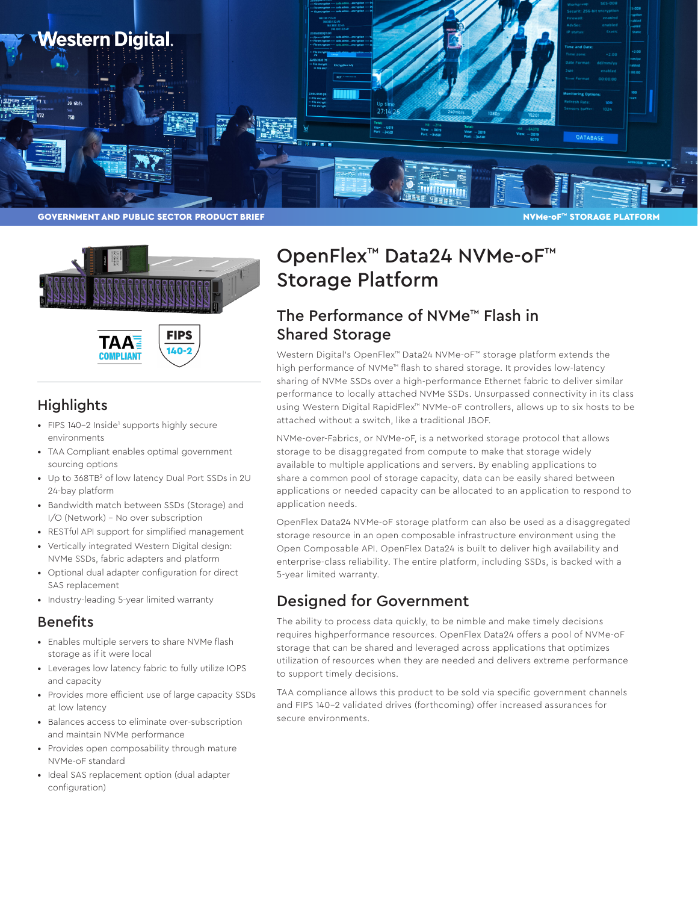GOVERNMENT AND PUBLIC SECTOR PRODUCT BRIEF

NVMe-oF™ STORAGE PLATFORM

# OpenFlex™ Data24 NVMe-oF™ Storage Platform

## Highlights

- FIPS 140-2 Inside[1] supports highly secure environments
- TAA Compliant enables optimal government sourcing options
- Up to 368TB[2] of low latency Dual Port SSDs in 2U 24-bay platform
- Bandwidth match between SSDs (Storage) and I/O (Network) – No over subscription
- RESTful API support for simplified management
- Vertically integrated Western Digital design: NVMe SSDs, fabric adapters and platform
- Optional dual adapter configuration for direct SAS replacement
- Industry-leading 5-year limited warranty

## Benefits

- Enables multiple servers to share NVMe flash storage as if it were local
- Leverages low latency fabric to fully utilize IOPS and capacity
- Provides more efficient use of large capacity SSDs at low latency
- Balances access to eliminate over-subscription and maintain NVMe performance
- Provides open composability through mature NVMe-oF standard
- Ideal SAS replacement option (dual adapter configuration)

## The Performance of NVMe™ Flash in Shared Storage

Western Digital's OpenFlex™ Data24 NVMe-oF™ storage platform extends the high performance of NVMe™ flash to shared storage. It provides low-latency sharing of NVMe SSDs over a high-performance Ethernet fabric to deliver similar performance to locally attached NVMe SSDs. Unsurpassed connectivity in its class using Western Digital RapidFlex™ NVMe-oF controllers, allows up to six hosts to be attached without a switch, like a traditional JBOF.

NVMe-over-Fabrics, or NVMe-oF, is a networked storage protocol that allows storage to be disaggregated from compute to make that storage widely available to multiple applications and servers. By enabling applications to share a common pool of storage capacity, data can be easily shared between applications or needed capacity can be allocated to an application to respond to application needs.

OpenFlex Data24 NVMe-oF storage platform can also be used as a disaggregated storage resource in an open composable infrastructure environment using the Open Composable API. OpenFlex Data24 is built to deliver high availability and enterprise-class reliability. The entire platform, including SSDs, is backed with a 5-year limited warranty.

## Designed for Government

The ability to process data quickly, to be nimble and make timely decisions requires highperformance resources. OpenFlex Data24 offers a pool of NVMe-oF storage that can be shared and leveraged across applications that optimizes utilization of resources when they are needed and delivers extreme performance to support timely decisions.

TAA compliance allows this product to be sold via specific government channels and FIPS 140-2 validated drives (forthcoming) offer increased assurances for secure environments.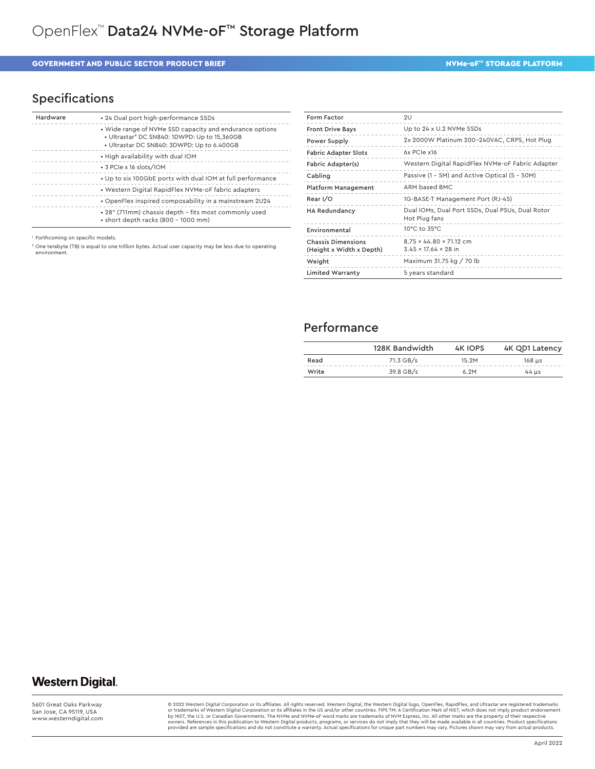# OpenFlex™ Data24 NVMe-oF™ Storage Platform

GOVERNMENT AND PUBLIC SECTOR PRODUCT BRIEF | NVMe-oF™ STORAGE PLATFORM

## Specifications

| | |
|---|---|
| Hardware | • 24 Dual port high-performance SSDs |
| | • Wide range of NVMe SSD capacity and endurance options<br>• Ultrastar® DC SN840: 1DWPD: Up to 15,360GB<br>• Ultrastar DC SN840: 3DWPD: Up to 6.400GB |
| | • High availability with dual IOM |
| | • 3 PCIe x 16 slots/IOM |
| | • Up to six 100GbE ports with dual IOM at full performance |
| | • Western Digital RapidFlex NVMe-oF fabric adapters |
| | • OpenFlex inspired composability in a mainstream 2U24 |
| | • 28" (711mm) chassis depth – fits most commonly used<br>• short depth racks (800 – 1000 mm) |

[1] Forthcoming on specific models.

[2] One terabyte (TB) is equal to one trillion bytes. Actual user capacity may be less due to operating environment.

| | |
|---|---|
| Form Factor | 2U |
| Front Drive Bays | Up to 24 x U.2 NVMe SSDs |
| Power Supply | 2x 2000W Platinum 200–240VAC, CRPS, Hot Plug |
| Fabric Adapter Slots | 6x PCIe x16 |
| Fabric Adapter(s) | Western Digital RapidFlex NVMe-oF Fabric Adapter |
| Cabling | Passive (1 – 5M) and Active Optical (5 – 50M) |
| Platform Management | ARM based BMC |
| Rear I/O | 1G-BASE-T Management Port (RJ-45) |
| HA Redundancy | Dual IOMs, Dual Port SSDs, Dual PSUs, Dual Rotor Hot Plug fans |
| Environmental | 10°C to 35°C |
| Chassis Dimensions (Height x Width x Depth) | 8.75 × 44.80 × 71.12 cm<br>3.45 × 17.64 × 28 in |
| Weight | Maximum 31.75 kg / 70 lb |
| Limited Warranty | 5 years standard |

## Performance

| | 128K Bandwidth | 4K IOPS | 4K QD1 Latency |
|---|---|---|---|
| Read | 71.3 GB/s | 15.2M | 168 µs |
| Write | 39.8 GB/s | 6.2M | 44 µs |

**Western Digital.**

5601 Great Oaks Parkway
San Jose, CA 95119, USA
www.westerndigital.com

© 2022 Western Digital Corporation or its affiliates. All rights reserved. Western Digital, the Western Digital logo, OpenFlex, RapidFlex, and Ultrastar are registered trademarks or trademarks of Western Digital Corporation or its affiliates in the US and/or other countries. FIPS TM: A Certification Mark of NIST, which does not imply product endorsement by NIST, the U.S. or Canadian Governments. The NVMe and NVMe-oF word marks are trademarks of NVM Express, Inc. All other marks are the property of their respective owners. References in this publication to Western Digital products, programs, or services do not imply that they will be made available in all countries. Product specifications provided are sample specifications and do not constitute a warranty. Actual specifications for unique part numbers may vary. Pictures shown may vary from actual products.

April 2022